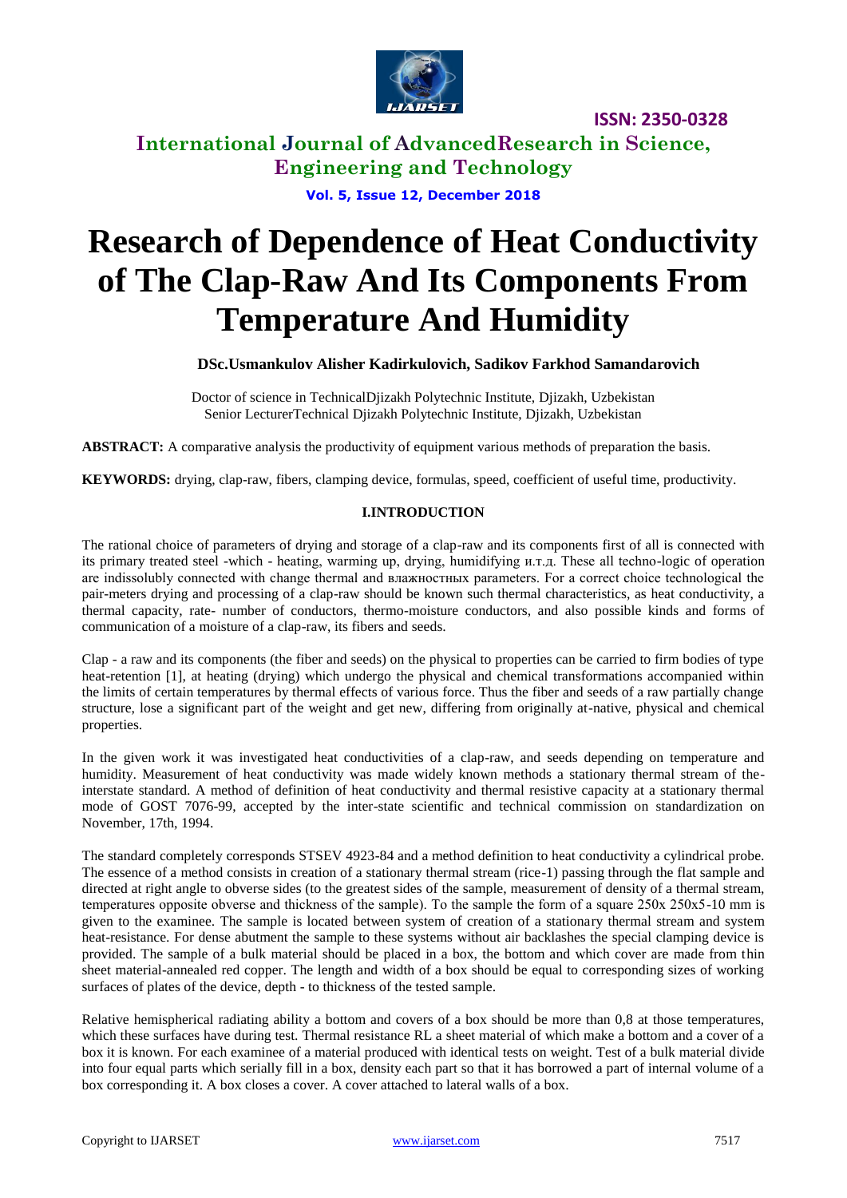# International Journal of AdvancedResearch in Science, Engineering and Technology

**ISSN: 2350-0328**

# Research of Dependence of Heat Conductivity of The Clap-Raw And Its Components From Temperature And Humidity

**DSc.Usmankulov Alisher Kadirkulovich, Sadikov Farkhod Samandarovich**

Doctor of science in TechnicalDjizakh Polytechnic Institute, Djizakh, Uzbekistan
Senior LecturerTechnical Djizakh Polytechnic Institute, Djizakh, Uzbekistan

**ABSTRACT:** A comparative analysis the productivity of equipment various methods of preparation the basis.

**KEYWORDS:** drying, clap-raw, fibers, clamping device, formulas, speed, coefficient of useful time, productivity.

## I.INTRODUCTION

The rational choice of parameters of drying and storage of a clap-raw and its components first of all is connected with its primary treated steel -which - heating, warming up, drying, humidifying и.т.д. These all techno-logic of operation are indissolubly connected with change thermal and влажностных parameters. For a correct choice technological the pair-meters drying and processing of a clap-raw should be known such thermal characteristics, as heat conductivity, a thermal capacity, rate- number of conductors, thermo-moisture conductors, and also possible kinds and forms of communication of a moisture of a clap-raw, its fibers and seeds.

Clap - a raw and its components (the fiber and seeds) on the physical to properties can be carried to firm bodies of type heat-retention [1], at heating (drying) which undergo the physical and chemical transformations accompanied within the limits of certain temperatures by thermal effects of various force. Thus the fiber and seeds of a raw partially change structure, lose a significant part of the weight and get new, differing from originally at-native, physical and chemical properties.

In the given work it was investigated heat conductivities of a clap-raw, and seeds depending on temperature and humidity. Measurement of heat conductivity was made widely known methods a stationary thermal stream of the-interstate standard. A method of definition of heat conductivity and thermal resistive capacity at a stationary thermal mode of GOST 7076-99, accepted by the inter-state scientific and technical commission on standardization on November, 17th, 1994.

The standard completely corresponds STSEV 4923-84 and a method definition to heat conductivity a cylindrical probe. The essence of a method consists in creation of a stationary thermal stream (rice-1) passing through the flat sample and directed at right angle to obverse sides (to the greatest sides of the sample, measurement of density of a thermal stream, temperatures opposite obverse and thickness of the sample). To the sample the form of a square 250x 250x5-10 mm is given to the examinee. The sample is located between system of creation of a stationary thermal stream and system heat-resistance. For dense abutment the sample to these systems without air backlashes the special clamping device is provided. The sample of a bulk material should be placed in a box, the bottom and which cover are made from thin sheet material-annealed red copper. The length and width of a box should be equal to corresponding sizes of working surfaces of plates of the device, depth - to thickness of the tested sample.

Relative hemispherical radiating ability a bottom and covers of a box should be more than 0,8 at those temperatures, which these surfaces have during test. Thermal resistance RL a sheet material of which make a bottom and a cover of a box it is known. For each examinee of a material produced with identical tests on weight. Test of a bulk material divide into four equal parts which serially fill in a box, density each part so that it has borrowed a part of internal volume of a box corresponding it. A box closes a cover. A cover attached to lateral walls of a box.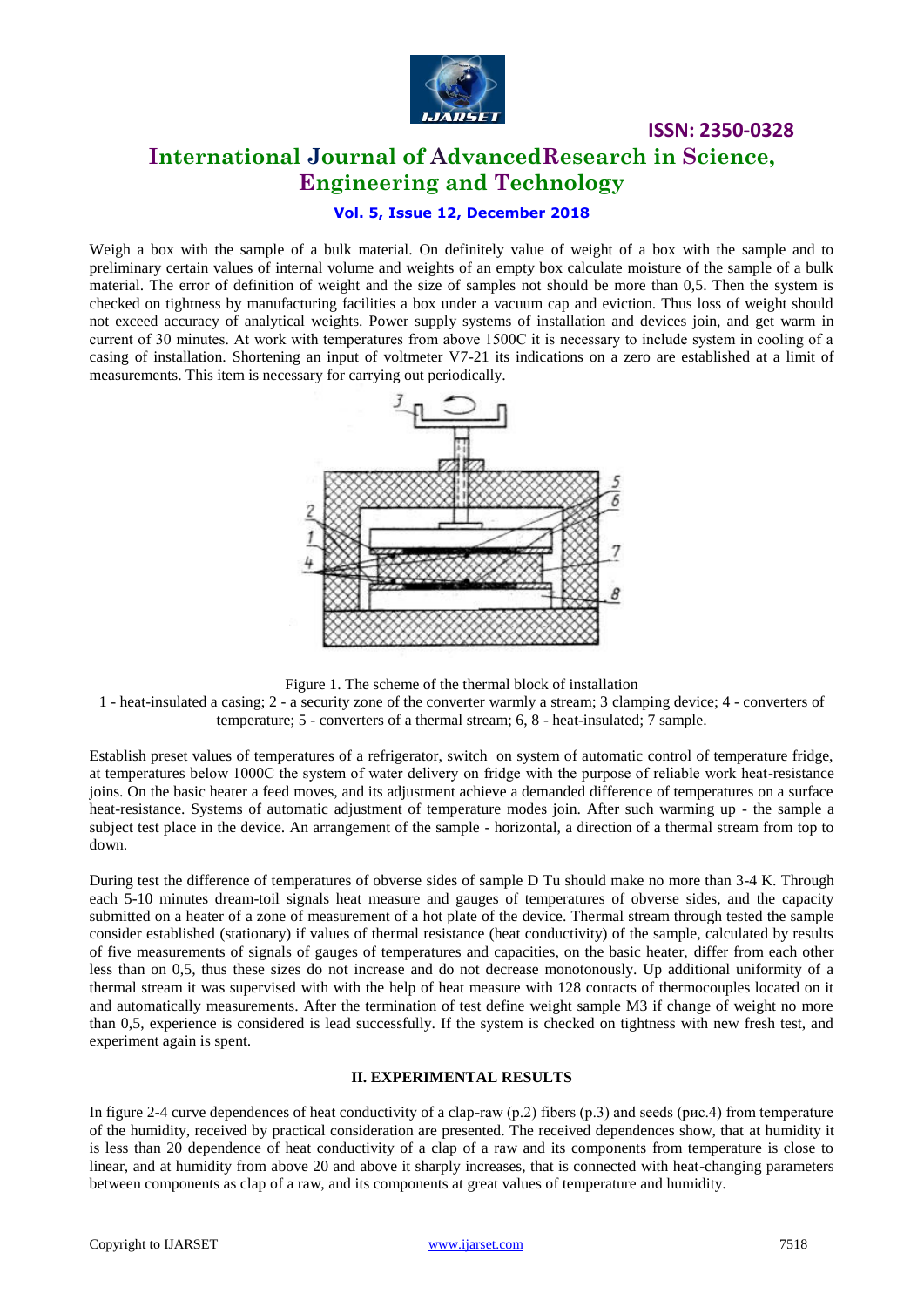Weigh a box with the sample of a bulk material. On definitely value of weight of a box with the sample and to preliminary certain values of internal volume and weights of an empty box calculate moisture of the sample of a bulk material. The error of definition of weight and the size of samples not should be more than 0,5. Then the system is checked on tightness by manufacturing facilities a box under a vacuum cap and eviction. Thus loss of weight should not exceed accuracy of analytical weights. Power supply systems of installation and devices join, and get warm in current of 30 minutes. At work with temperatures from above 1500C it is necessary to include system in cooling of a casing of installation. Shortening an input of voltmeter V7-21 its indications on a zero are established at a limit of measurements. This item is necessary for carrying out periodically.

Figure 1. The scheme of the thermal block of installation

1 - heat-insulated a casing; 2 - a security zone of the converter warmly a stream; 3 clamping device; 4 - converters of temperature; 5 - converters of a thermal stream; 6, 8 - heat-insulated; 7 sample.

Establish preset values of temperatures of a refrigerator, switch on system of automatic control of temperature fridge, at temperatures below 1000C the system of water delivery on fridge with the purpose of reliable work heat-resistance joins. On the basic heater a feed moves, and its adjustment achieve a demanded difference of temperatures on a surface heat-resistance. Systems of automatic adjustment of temperature modes join. After such warming up - the sample a subject test place in the device. An arrangement of the sample - horizontal, a direction of a thermal stream from top to down.

During test the difference of temperatures of obverse sides of sample D Tu should make no more than 3-4 K. Through each 5-10 minutes dream-toil signals heat measure and gauges of temperatures of obverse sides, and the capacity submitted on a heater of a zone of measurement of a hot plate of the device. Thermal stream through tested the sample consider established (stationary) if values of thermal resistance (heat conductivity) of the sample, calculated by results of five measurements of signals of gauges of temperatures and capacities, on the basic heater, differ from each other less than on 0,5, thus these sizes do not increase and do not decrease monotonously. Up additional uniformity of a thermal stream it was supervised with with the help of heat measure with 128 contacts of thermocouples located on it and automatically measurements. After the termination of test define weight sample M3 if change of weight no more than 0,5, experience is considered is lead successfully. If the system is checked on tightness with new fresh test, and experiment again is spent.

## II. EXPERIMENTAL RESULTS

In figure 2-4 curve dependences of heat conductivity of a clap-raw (p.2) fibers (p.3) and seeds (рис.4) from temperature of the humidity, received by practical consideration are presented. The received dependences show, that at humidity it is less than 20 dependence of heat conductivity of a clap of a raw and its components from temperature is close to linear, and at humidity from above 20 and above it sharply increases, that is connected with heat-changing parameters between components as clap of a raw, and its components at great values of temperature and humidity.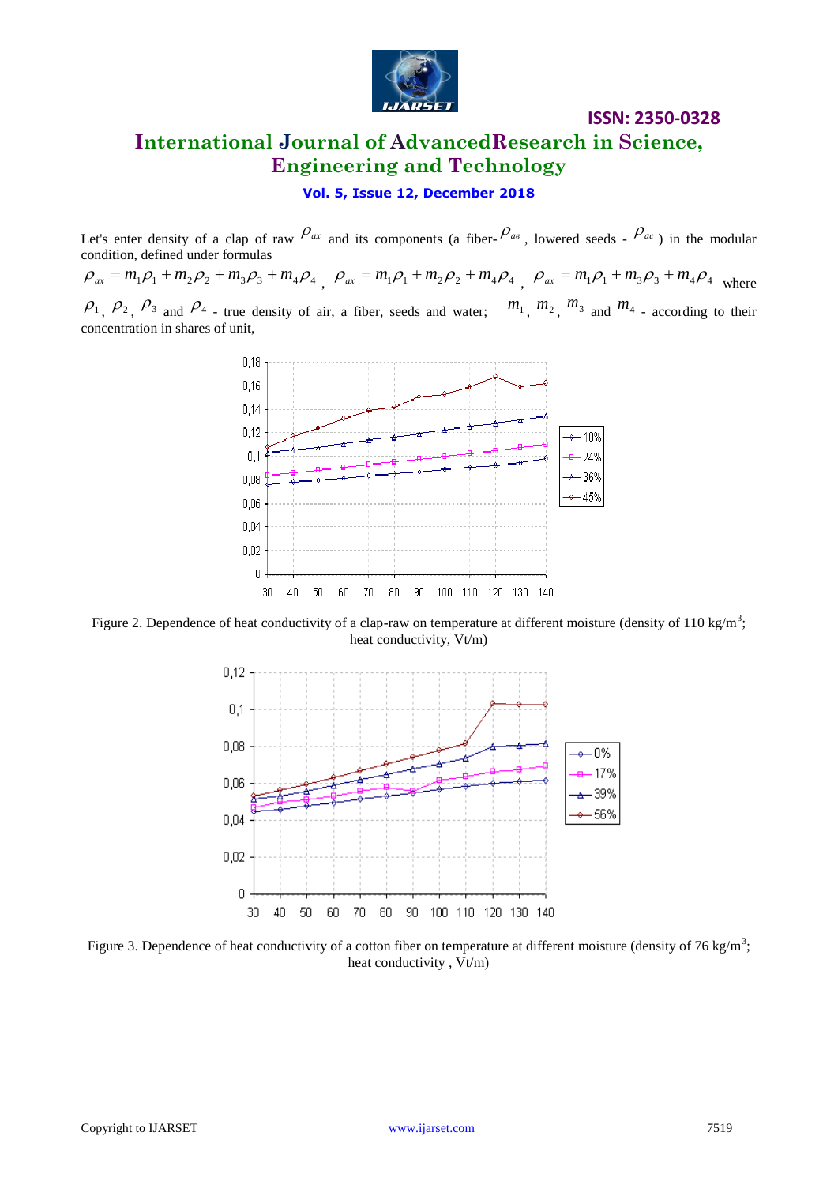Let's enter density of a clap of raw $\rho_{ax}$ and its components (a fiber- $\rho_{ав}$ , lowered seeds - $\rho_{ac}$ ) in the modular condition, defined under formulas

$\rho_{ax} = m_1\rho_1 + m_2\rho_2 + m_3\rho_3 + m_4\rho_4$ , $\rho_{ax} = m_1\rho_1 + m_2\rho_2 + m_4\rho_4$ , $\rho_{ax} = m_1\rho_1 + m_3\rho_3 + m_4\rho_4$ where $\rho_1$, $\rho_2$, $\rho_3$ and $\rho_4$ - true density of air, a fiber, seeds and water; $m_1$, $m_2$, $m_3$ and $m_4$ - according to their concentration in shares of unit,

Figure 2. Dependence of heat conductivity of a clap-raw on temperature at different moisture (density of 110 kg/m$^3$; heat conductivity, Vt/m)

Figure 3. Dependence of heat conductivity of a cotton fiber on temperature at different moisture (density of 76 kg/m$^3$; heat conductivity , Vt/m)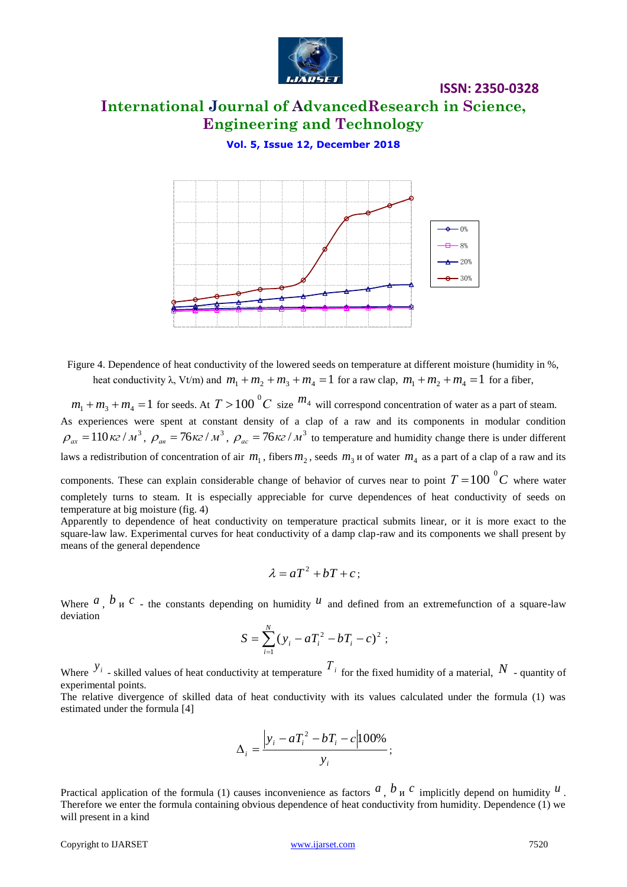Figure 4. Dependence of heat conductivity of the lowered seeds on temperature at different moisture (humidity in %, heat conductivity λ, Vt/m) and $m_1 + m_2 + m_3 + m_4 = 1$ for a raw clap, $m_1 + m_2 + m_4 = 1$ for a fiber,

$m_1 + m_3 + m_4 = 1$ for seeds. At $T > 100\ ^0C$ size $m_4$ will correspond concentration of water as a part of steam.

As experiences were spent at constant density of a clap of a raw and its components in modular condition $\rho_{ax} = 110\,кг/м^3$, $\rho_{ав} = 76\,кг/м^3$, $\rho_{ас} = 76\,кг/м^3$ to temperature and humidity change there is under different laws a redistribution of concentration of air $m_1$, fibers $m_2$, seeds $m_3$ и of water $m_4$ as a part of a clap of a raw and its components. These can explain considerable change of behavior of curves near to point $T = 100\ ^0C$ where water completely turns to steam. It is especially appreciable for curve dependences of heat conductivity of seeds on temperature at big moisture (fig. 4)

Apparently to dependence of heat conductivity on temperature practical submits linear, or it is more exact to the square-law law. Experimental curves for heat conductivity of a damp clap-raw and its components we shall present by means of the general dependence

$$\lambda = aT^2 + bT + c;$$

Where $a$, $b$ и $c$ - the constants depending on humidity $u$ and defined from an extremefunction of a square-law deviation

$$S = \sum_{i=1}^{N} (y_i - aT_i^2 - bT_i - c)^2 ;$$

Where $y_i$ - skilled values of heat conductivity at temperature $T_i$ for the fixed humidity of a material, $N$ - quantity of experimental points.

The relative divergence of skilled data of heat conductivity with its values calculated under the formula (1) was estimated under the formula [4]

$$\Delta_i = \frac{|y_i - aT_i^2 - bT_i - c| 100\%}{y_i};$$

Practical application of the formula (1) causes inconvenience as factors $a$, $b$ и $c$ implicitly depend on humidity $u$. Therefore we enter the formula containing obvious dependence of heat conductivity from humidity. Dependence (1) we will present in a kind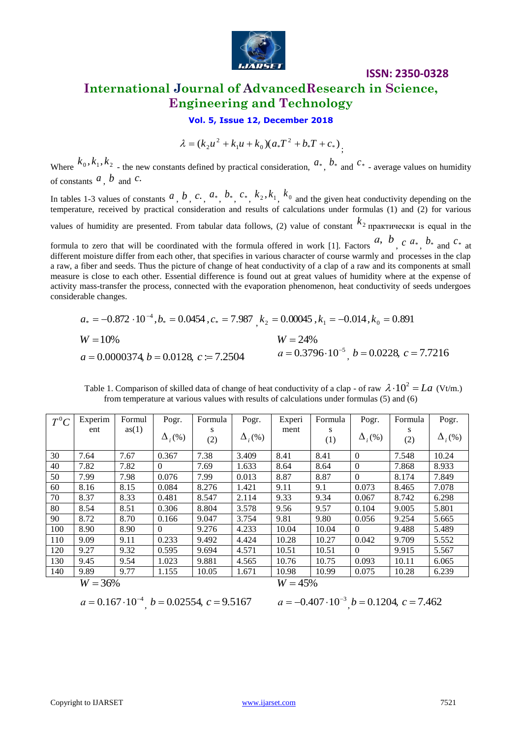$$\lambda = (k_2 u^2 + k_1 u + k_0)(a_* T^2 + b_* T + c_*);$$

Where $k_0, k_1, k_2$ - the new constants defined by practical consideration, $a_*$, $b_*$ and $c_*$ - average values on humidity of constants $a$, $b$ and $c$.

In tables 1-3 values of constants $a$, $b$, $c$., $a_*$, $b_*$, $c_*$, $k_2, k_1$, $k_0$ and the given heat conductivity depending on the temperature, received by practical consideration and results of calculations under formulas (1) and (2) for various values of humidity are presented. From tabular data follows, (2) value of constant $k_2$ практически is equal in the formula to zero that will be coordinated with the formula offered in work [1]. Factors $a$, $b$, $c$ $a_*$, $b_*$ and $c_*$ at different moisture differ from each other, that specifies in various character of course warmly and processes in the clap a raw, a fiber and seeds. Thus the picture of change of heat conductivity of a clap of a raw and its components at small measure is close to each other. Essential difference is found out at great values of humidity where at the expense of activity mass-transfer the process, connected with the evaporation phenomenon, heat conductivity of seeds undergoes considerable changes.

$$a_* = -0.872 \cdot 10^{-4}, b_* = 0.0454, c_* = 7.987, k_2 = 0.00045, k_1 = -0.014, k_0 = 0.891$$

$W = 10\%$ — $a = 0.0000374,\ b = 0.0128,\ c := 7.2504$

$W = 24\%$ — $a = 0.3796 \cdot 10^{-5},\ b = 0.0228,\ c = 7.7216$

Table 1. Comparison of skilled data of change of heat conductivity of a clap - of raw $\lambda \cdot 10^2 = La$ (Vt/m.) from temperature at various values with results of calculations under formulas (5) and (6)

| $T^0C$ | Experiment | Formulas(1) | Pogr. $\Delta_i(\%)$ | Formulas (2) | Pogr. $\Delta_i(\%)$ | Experiment | Formulas (1) | Pogr. $\Delta_i(\%)$ | Formulas (2) | Pogr. $\Delta_i(\%)$ |
|---|---|---|---|---|---|---|---|---|---|---|
| 30 | 7.64 | 7.67 | 0.367 | 7.38 | 3.409 | 8.41 | 8.41 | 0 | 7.548 | 10.24 |
| 40 | 7.82 | 7.82 | 0 | 7.69 | 1.633 | 8.64 | 8.64 | 0 | 7.868 | 8.933 |
| 50 | 7.99 | 7.98 | 0.076 | 7.99 | 0.013 | 8.87 | 8.87 | 0 | 8.174 | 7.849 |
| 60 | 8.16 | 8.15 | 0.084 | 8.276 | 1.421 | 9.11 | 9.1 | 0.073 | 8.465 | 7.078 |
| 70 | 8.37 | 8.33 | 0.481 | 8.547 | 2.114 | 9.33 | 9.34 | 0.067 | 8.742 | 6.298 |
| 80 | 8.54 | 8.51 | 0.306 | 8.804 | 3.578 | 9.56 | 9.57 | 0.104 | 9.005 | 5.801 |
| 90 | 8.72 | 8.70 | 0.166 | 9.047 | 3.754 | 9.81 | 9.80 | 0.056 | 9.254 | 5.665 |
| 100 | 8.90 | 8.90 | 0 | 9.276 | 4.233 | 10.04 | 10.04 | 0 | 9.488 | 5.489 |
| 110 | 9.09 | 9.11 | 0.233 | 9.492 | 4.424 | 10.28 | 10.27 | 0.042 | 9.709 | 5.552 |
| 120 | 9.27 | 9.32 | 0.595 | 9.694 | 4.571 | 10.51 | 10.51 | 0 | 9.915 | 5.567 |
| 130 | 9.45 | 9.54 | 1.023 | 9.881 | 4.565 | 10.76 | 10.75 | 0.093 | 10.11 | 6.065 |
| 140 | 9.89 | 9.77 | 1.155 | 10.05 | 1.671 | 10.98 | 10.99 | 0.075 | 10.28 | 6.239 |

$W = 36\%$ — $a = 0.167 \cdot 10^{-4},\ b = 0.02554,\ c = 9.5167$

$W = 45\%$ — $a = -0.407 \cdot 10^{-3},\ b = 0.1204,\ c = 7.462$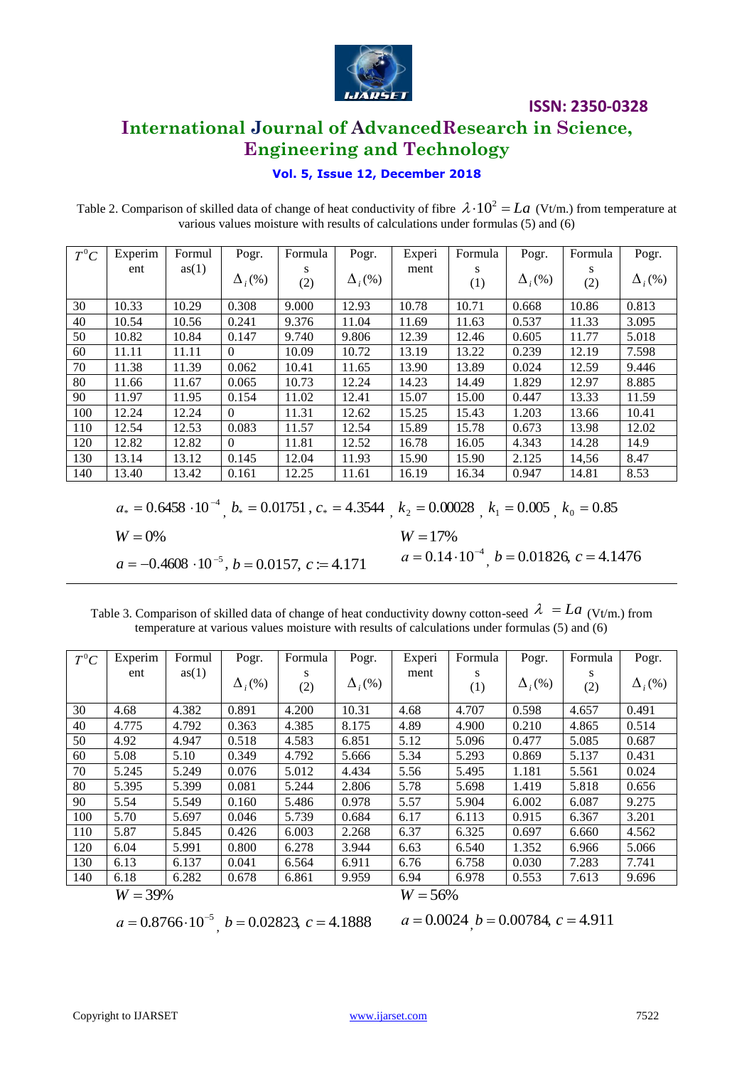Table 2. Comparison of skilled data of change of heat conductivity of fibre $\lambda \cdot 10^2 = La$ (Vt/m.) from temperature at various values moisture with results of calculations under formulas (5) and (6)

| $T^0C$ | Experiment | Formulas(1) | Pogr. $\Delta_i(\%)$ | Formulas (2) | Pogr. $\Delta_i(\%)$ | Experiment | Formulas (1) | Pogr. $\Delta_i(\%)$ | Formulas (2) | Pogr. $\Delta_i(\%)$ |
|---|---|---|---|---|---|---|---|---|---|---|
| 30 | 10.33 | 10.29 | 0.308 | 9.000 | 12.93 | 10.78 | 10.71 | 0.668 | 10.86 | 0.813 |
| 40 | 10.54 | 10.56 | 0.241 | 9.376 | 11.04 | 11.69 | 11.63 | 0.537 | 11.33 | 3.095 |
| 50 | 10.82 | 10.84 | 0.147 | 9.740 | 9.806 | 12.39 | 12.46 | 0.605 | 11.77 | 5.018 |
| 60 | 11.11 | 11.11 | 0 | 10.09 | 10.72 | 13.19 | 13.22 | 0.239 | 12.19 | 7.598 |
| 70 | 11.38 | 11.39 | 0.062 | 10.41 | 11.65 | 13.90 | 13.89 | 0.024 | 12.59 | 9.446 |
| 80 | 11.66 | 11.67 | 0.065 | 10.73 | 12.24 | 14.23 | 14.49 | 1.829 | 12.97 | 8.885 |
| 90 | 11.97 | 11.95 | 0.154 | 11.02 | 12.41 | 15.07 | 15.00 | 0.447 | 13.33 | 11.59 |
| 100 | 12.24 | 12.24 | 0 | 11.31 | 12.62 | 15.25 | 15.43 | 1.203 | 13.66 | 10.41 |
| 110 | 12.54 | 12.53 | 0.083 | 11.57 | 12.54 | 15.89 | 15.78 | 0.673 | 13.98 | 12.02 |
| 120 | 12.82 | 12.82 | 0 | 11.81 | 12.52 | 16.78 | 16.05 | 4.343 | 14.28 | 14.9 |
| 130 | 13.14 | 13.12 | 0.145 | 12.04 | 11.93 | 15.90 | 15.90 | 2.125 | 14,56 | 8.47 |
| 140 | 13.40 | 13.42 | 0.161 | 12.25 | 11.61 | 16.19 | 16.34 | 0.947 | 14.81 | 8.53 |

$a_* = 0.6458 \cdot 10^{-4}$, $b_* = 0.01751$, $c_* = 4.3544$, $k_2 = 0.00028$, $k_1 = 0.005$, $k_0 = 0.85$

$W = 0\%$ &nbsp;&nbsp;&nbsp;&nbsp;&nbsp;&nbsp;&nbsp;&nbsp;&nbsp;&nbsp;&nbsp;&nbsp;&nbsp;&nbsp;&nbsp;&nbsp;&nbsp;&nbsp;&nbsp;&nbsp; $W = 17\%$

$a = -0.4608 \cdot 10^{-5}$, $b = 0.0157$, $c := 4.171$ &nbsp;&nbsp;&nbsp;&nbsp; $a = 0.14 \cdot 10^{-4}$, $b = 0.01826$, $c = 4.1476$

Table 3. Comparison of skilled data of change of heat conductivity downy cotton-seed $\lambda = La$ (Vt/m.) from temperature at various values moisture with results of calculations under formulas (5) and (6)

| $T^0C$ | Experiment | Formulas(1) | Pogr. $\Delta_i(\%)$ | Formulas (2) | Pogr. $\Delta_i(\%)$ | Experiment | Formulas (1) | Pogr. $\Delta_i(\%)$ | Formulas (2) | Pogr. $\Delta_i(\%)$ |
|---|---|---|---|---|---|---|---|---|---|---|
| 30 | 4.68 | 4.382 | 0.891 | 4.200 | 10.31 | 4.68 | 4.707 | 0.598 | 4.657 | 0.491 |
| 40 | 4.775 | 4.792 | 0.363 | 4.385 | 8.175 | 4.89 | 4.900 | 0.210 | 4.865 | 0.514 |
| 50 | 4.92 | 4.947 | 0.518 | 4.583 | 6.851 | 5.12 | 5.096 | 0.477 | 5.085 | 0.687 |
| 60 | 5.08 | 5.10 | 0.349 | 4.792 | 5.666 | 5.34 | 5.293 | 0.869 | 5.137 | 0.431 |
| 70 | 5.245 | 5.249 | 0.076 | 5.012 | 4.434 | 5.56 | 5.495 | 1.181 | 5.561 | 0.024 |
| 80 | 5.395 | 5.399 | 0.081 | 5.244 | 2.806 | 5.78 | 5.698 | 1.419 | 5.818 | 0.656 |
| 90 | 5.54 | 5.549 | 0.160 | 5.486 | 0.978 | 5.57 | 5.904 | 6.002 | 6.087 | 9.275 |
| 100 | 5.70 | 5.697 | 0.046 | 5.739 | 0.684 | 6.17 | 6.113 | 0.915 | 6.367 | 3.201 |
| 110 | 5.87 | 5.845 | 0.426 | 6.003 | 2.268 | 6.37 | 6.325 | 0.697 | 6.660 | 4.562 |
| 120 | 6.04 | 5.991 | 0.800 | 6.278 | 3.944 | 6.63 | 6.540 | 1.352 | 6.966 | 5.066 |
| 130 | 6.13 | 6.137 | 0.041 | 6.564 | 6.911 | 6.76 | 6.758 | 0.030 | 7.283 | 7.741 |
| 140 | 6.18 | 6.282 | 0.678 | 6.861 | 9.959 | 6.94 | 6.978 | 0.553 | 7.613 | 9.696 |

$W = 39\%$ &nbsp;&nbsp;&nbsp;&nbsp;&nbsp;&nbsp;&nbsp;&nbsp;&nbsp;&nbsp;&nbsp;&nbsp;&nbsp;&nbsp;&nbsp;&nbsp;&nbsp;&nbsp;&nbsp;&nbsp; $W = 56\%$

$a = 0.8766 \cdot 10^{-5}$, $b = 0.02823$, $c = 4.1888$ &nbsp;&nbsp;&nbsp;&nbsp; $a = 0.0024$, $b = 0.00784$, $c = 4.911$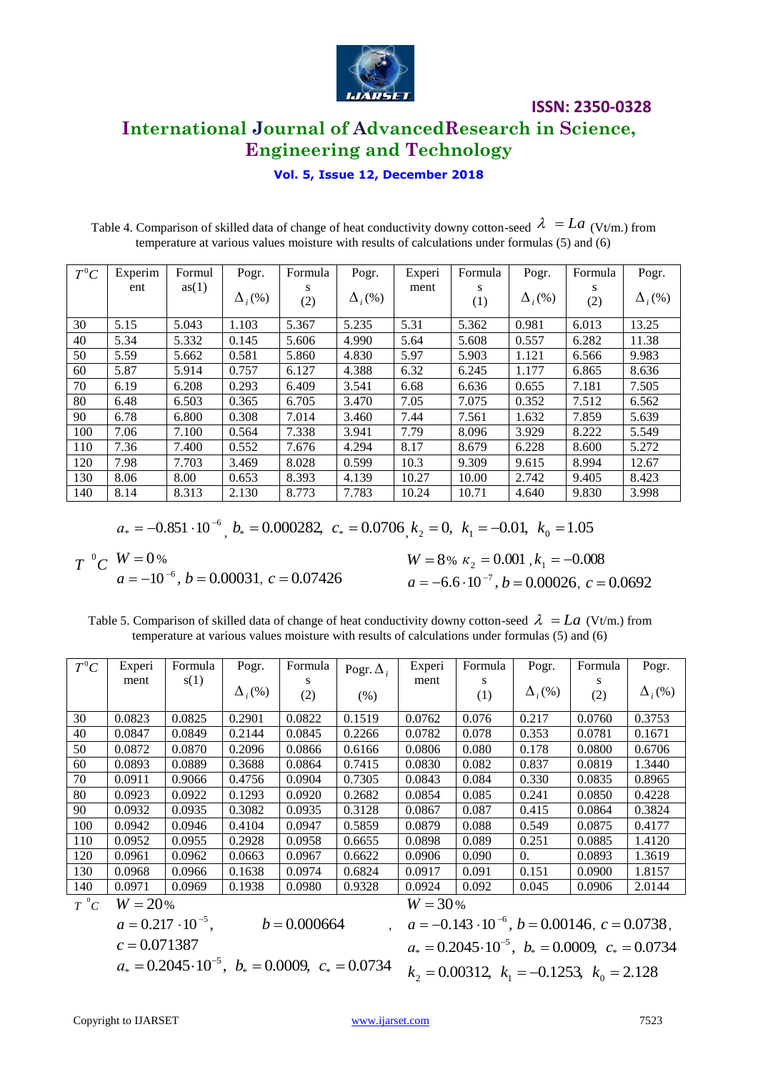Table 4. Comparison of skilled data of change of heat conductivity downy cotton-seed $\lambda = La$ (Vt/m.) from temperature at various values moisture with results of calculations under formulas (5) and (6)

| $T^0C$ | Experiment | Formulas(1) | Pogr. $\Delta_i(\%)$ | Formulas (2) | Pogr. $\Delta_i(\%)$ | Experiment | Formulas (1) | Pogr. $\Delta_i(\%)$ | Formulas (2) | Pogr. $\Delta_i(\%)$ |
|---|---|---|---|---|---|---|---|---|---|---|
| 30 | 5.15 | 5.043 | 1.103 | 5.367 | 5.235 | 5.31 | 5.362 | 0.981 | 6.013 | 13.25 |
| 40 | 5.34 | 5.332 | 0.145 | 5.606 | 4.990 | 5.64 | 5.608 | 0.557 | 6.282 | 11.38 |
| 50 | 5.59 | 5.662 | 0.581 | 5.860 | 4.830 | 5.97 | 5.903 | 1.121 | 6.566 | 9.983 |
| 60 | 5.87 | 5.914 | 0.757 | 6.127 | 4.388 | 6.32 | 6.245 | 1.177 | 6.865 | 8.636 |
| 70 | 6.19 | 6.208 | 0.293 | 6.409 | 3.541 | 6.68 | 6.636 | 0.655 | 7.181 | 7.505 |
| 80 | 6.48 | 6.503 | 0.365 | 6.705 | 3.470 | 7.05 | 7.075 | 0.352 | 7.512 | 6.562 |
| 90 | 6.78 | 6.800 | 0.308 | 7.014 | 3.460 | 7.44 | 7.561 | 1.632 | 7.859 | 5.639 |
| 100 | 7.06 | 7.100 | 0.564 | 7.338 | 3.941 | 7.79 | 8.096 | 3.929 | 8.222 | 5.549 |
| 110 | 7.36 | 7.400 | 0.552 | 7.676 | 4.294 | 8.17 | 8.679 | 6.228 | 8.600 | 5.272 |
| 120 | 7.98 | 7.703 | 3.469 | 8.028 | 0.599 | 10.3 | 9.309 | 9.615 | 8.994 | 12.67 |
| 130 | 8.06 | 8.00 | 0.653 | 8.393 | 4.139 | 10.27 | 10.00 | 2.742 | 9.405 | 8.423 |
| 140 | 8.14 | 8.313 | 2.130 | 8.773 | 7.783 | 10.24 | 10.71 | 4.640 | 9.830 | 3.998 |

$$a_* = -0.851 \cdot 10^{-6},\ b_* = 0.000282,\ c_* = 0.0706,\ k_2 = 0,\ k_1 = -0.01,\ k_0 = 1.05$$

$T\ ^0C$ $W = 0\%$
$a = -10^{-6},\ b = 0.00031,\ c = 0.07426$

$W = 8\%$ $\kappa_2 = 0.001,\ k_1 = -0.008$
$a = -6.6 \cdot 10^{-7},\ b = 0.00026,\ c = 0.0692$

Table 5. Comparison of skilled data of change of heat conductivity downy cotton-seed $\lambda = La$ (Vt/m.) from temperature at various values moisture with results of calculations under formulas (5) and (6)

| $T^0C$ | Experiment | Formulas(1) | Pogr. $\Delta_i(\%)$ | Formulas (2) | Pogr. $\Delta_i$ (%) | Experiment | Formulas (1) | Pogr. $\Delta_i(\%)$ | Formulas (2) | Pogr. $\Delta_i(\%)$ |
|---|---|---|---|---|---|---|---|---|---|---|
| 30 | 0.0823 | 0.0825 | 0.2901 | 0.0822 | 0.1519 | 0.0762 | 0.076 | 0.217 | 0.0760 | 0.3753 |
| 40 | 0.0847 | 0.0849 | 0.2144 | 0.0845 | 0.2266 | 0.0782 | 0.078 | 0.353 | 0.0781 | 0.1671 |
| 50 | 0.0872 | 0.0870 | 0.2096 | 0.0866 | 0.6166 | 0.0806 | 0.080 | 0.178 | 0.0800 | 0.6706 |
| 60 | 0.0893 | 0.0889 | 0.3688 | 0.0864 | 0.7415 | 0.0830 | 0.082 | 0.837 | 0.0819 | 1.3440 |
| 70 | 0.0911 | 0.9066 | 0.4756 | 0.0904 | 0.7305 | 0.0843 | 0.084 | 0.330 | 0.0835 | 0.8965 |
| 80 | 0.0923 | 0.0922 | 0.1293 | 0.0920 | 0.2682 | 0.0854 | 0.085 | 0.241 | 0.0850 | 0.4228 |
| 90 | 0.0932 | 0.0935 | 0.3082 | 0.0935 | 0.3128 | 0.0867 | 0.087 | 0.415 | 0.0864 | 0.3824 |
| 100 | 0.0942 | 0.0946 | 0.4104 | 0.0947 | 0.5859 | 0.0879 | 0.088 | 0.549 | 0.0875 | 0.4177 |
| 110 | 0.0952 | 0.0955 | 0.2928 | 0.0958 | 0.6655 | 0.0898 | 0.089 | 0.251 | 0.0885 | 1.4120 |
| 120 | 0.0961 | 0.0962 | 0.0663 | 0.0967 | 0.6622 | 0.0906 | 0.090 | 0. | 0.0893 | 1.3619 |
| 130 | 0.0968 | 0.0966 | 0.1638 | 0.0974 | 0.6824 | 0.0917 | 0.091 | 0.151 | 0.0900 | 1.8157 |
| 140 | 0.0971 | 0.0969 | 0.1938 | 0.0980 | 0.9328 | 0.0924 | 0.092 | 0.045 | 0.0906 | 2.0144 |

$T\ ^0C$ $W = 20\%$
$a = 0.217 \cdot 10^{-5},\quad b = 0.000664,$
$c = 0.071387$
$a_* = 0.2045 \cdot 10^{-5},\ b_* = 0.0009,\ c_* = 0.0734$

$W = 30\%$
$a = -0.143 \cdot 10^{-6},\ b = 0.00146,\ c = 0.0738,$
$a_* = 0.2045 \cdot 10^{-5},\ b_* = 0.0009,\ c_* = 0.0734$
$k_2 = 0.00312,\ k_1 = -0.1253,\ k_0 = 2.128$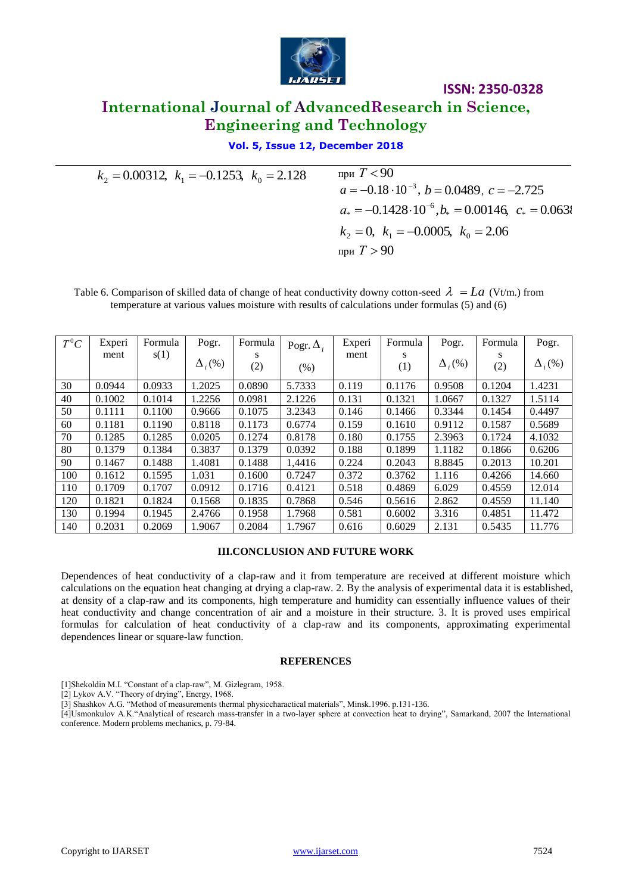$k_2 = 0.00312,\ k_1 = -0.1253,\ k_0 = 2.128$ при $T < 90$

$a = -0.18 \cdot 10^{-3},\ b = 0.0489,\ c = -2.725$

$a_* = -0.1428 \cdot 10^{-6}, b_* = 0.00146,\ c_* = 0.0638$

$k_2 = 0,\ k_1 = -0.0005,\ k_0 = 2.06$

при $T > 90$

Table 6. Comparison of skilled data of change of heat conductivity downy cotton-seed $\lambda = La$ (Vt/m.) from temperature at various values moisture with results of calculations under formulas (5) and (6)

| $T^0C$ | Experiment | Formulas (1) | Pogr. $\Delta_i(\%)$ | Formulas (2) | Pogr. $\Delta_i$ (%) | Experiment | Formulas (1) | Pogr. $\Delta_i(\%)$ | Formulas (2) | Pogr. $\Delta_i(\%)$ |
|---|---|---|---|---|---|---|---|---|---|---|
| 30 | 0.0944 | 0.0933 | 1.2025 | 0.0890 | 5.7333 | 0.119 | 0.1176 | 0.9508 | 0.1204 | 1.4231 |
| 40 | 0.1002 | 0.1014 | 1.2256 | 0.0981 | 2.1226 | 0.131 | 0.1321 | 1.0667 | 0.1327 | 1.5114 |
| 50 | 0.1111 | 0.1100 | 0.9666 | 0.1075 | 3.2343 | 0.146 | 0.1466 | 0.3344 | 0.1454 | 0.4497 |
| 60 | 0.1181 | 0.1190 | 0.8118 | 0.1173 | 0.6774 | 0.159 | 0.1610 | 0.9112 | 0.1587 | 0.5689 |
| 70 | 0.1285 | 0.1285 | 0.0205 | 0.1274 | 0.8178 | 0.180 | 0.1755 | 2.3963 | 0.1724 | 4.1032 |
| 80 | 0.1379 | 0.1384 | 0.3837 | 0.1379 | 0.0392 | 0.188 | 0.1899 | 1.1182 | 0.1866 | 0.6206 |
| 90 | 0.1467 | 0.1488 | 1.4081 | 0.1488 | 1,4416 | 0.224 | 0.2043 | 8.8845 | 0.2013 | 10.201 |
| 100 | 0.1612 | 0.1595 | 1.031 | 0.1600 | 0.7247 | 0.372 | 0.3762 | 1.116 | 0.4266 | 14.660 |
| 110 | 0.1709 | 0.1707 | 0.0912 | 0.1716 | 0.4121 | 0.518 | 0.4869 | 6.029 | 0.4559 | 12.014 |
| 120 | 0.1821 | 0.1824 | 0.1568 | 0.1835 | 0.7868 | 0.546 | 0.5616 | 2.862 | 0.4559 | 11.140 |
| 130 | 0.1994 | 0.1945 | 2.4766 | 0.1958 | 1.7968 | 0.581 | 0.6002 | 3.316 | 0.4851 | 11.472 |
| 140 | 0.2031 | 0.2069 | 1.9067 | 0.2084 | 1.7967 | 0.616 | 0.6029 | 2.131 | 0.5435 | 11.776 |

## III.CONCLUSION AND FUTURE WORK

Dependences of heat conductivity of a clap-raw and it from temperature are received at different moisture which calculations on the equation heat changing at drying a clap-raw. 2. By the analysis of experimental data it is established, at density of a clap-raw and its components, high temperature and humidity can essentially influence values of their heat conductivity and change concentration of air and a moisture in their structure. 3. It is proved uses empirical formulas for calculation of heat conductivity of a clap-raw and its components, approximating experimental dependences linear or square-law function.

## REFERENCES

[1]Shekoldin M.I. "Constant of a clap-raw", M. Gizlegram, 1958.

[2] Lykov A.V. "Theory of drying", Energy, 1968.

[3] Shashkov A.G. "Method of measurements thermal physiccharactical materials", Minsk.1996. p.131-136.

[4]Usmonkulov A.K."Analytical of research mass-transfer in a two-layer sphere at convection heat to drying", Samarkand, 2007 the International conference. Modern problems mechanics, p. 79-84.